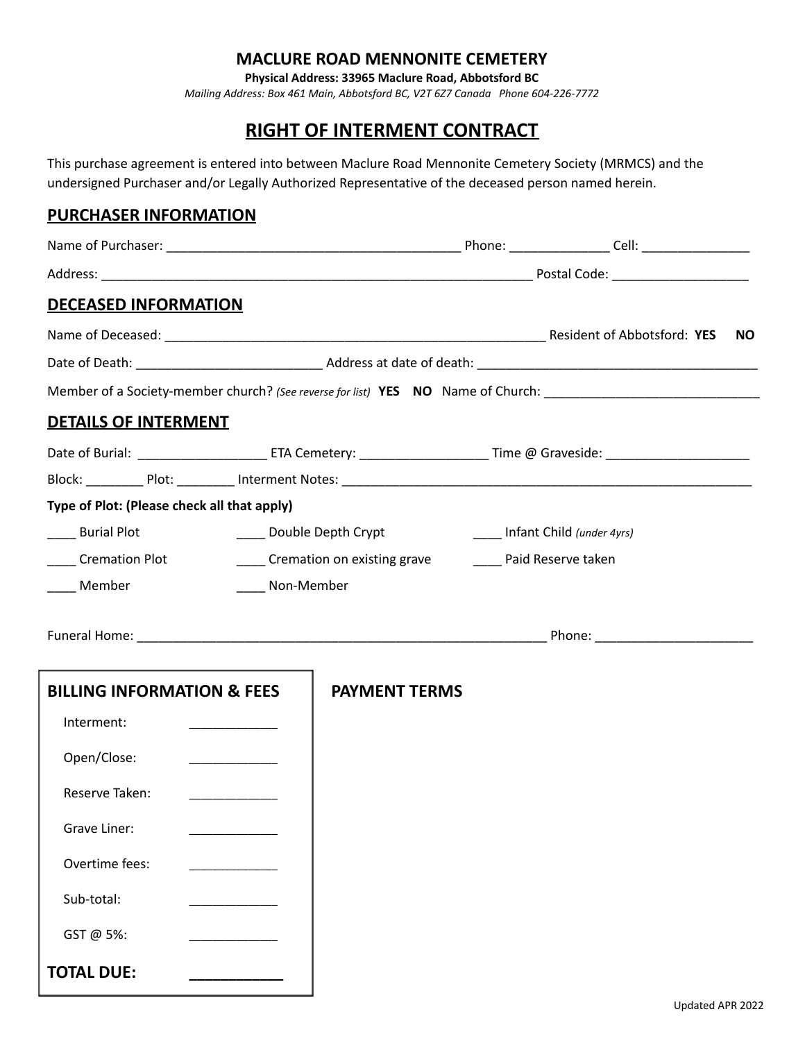# MACLURE ROAD MENNONITE CEMETERY

**Physical Address: 33965 Maclure Road, Abbotsford BC**

*Mailing Address: Box 461 Main, Abbotsford BC, V2T 6Z7 Canada Phone 604-226-7772*

## RIGHT OF INTERMENT CONTRACT

This purchase agreement is entered into between Maclure Road Mennonite Cemetery Society (MRMCS) and the undersigned Purchaser and/or Legally Authorized Representative of the deceased person named herein.

### PURCHASER INFORMATION

Name of Purchaser: __________________________________________ Phone: ______________ Cell: _______________

Address: _______________________________________________________________ Postal Code: ___________________

### DECEASED INFORMATION

Name of Deceased: _______________________________________________________ Resident of Abbotsford: **YES** **NO**

Date of Death: __________________________ Address at date of death: ________________________________________

Member of a Society-member church? *(See reverse for list)* **YES** **NO** Name of Church: ______________________________

### DETAILS OF INTERMENT

Date of Burial: __________________ ETA Cemetery: __________________ Time @ Graveside: ____________________

Block: ________ Plot: ________ Interment Notes: ____________________________________________________________

**Type of Plot: (Please check all that apply)**

____ Burial Plot ____ Double Depth Crypt ____ Infant Child *(under 4yrs)*

____ Cremation Plot ____ Cremation on existing grave ____ Paid Reserve taken

____ Member ____ Non-Member

Funeral Home: ____________________________________________________________ Phone: ______________________

### BILLING INFORMATION & FEES

| | |
|---|---|
| Interment: | ____________ |
| Open/Close: | ____________ |
| Reserve Taken: | ____________ |
| Grave Liner: | ____________ |
| Overtime fees: | ____________ |
| Sub-total: | ____________ |
| GST @ 5%: | ____________ |
| **TOTAL DUE:** | **____________** |

### PAYMENT TERMS

Updated APR 2022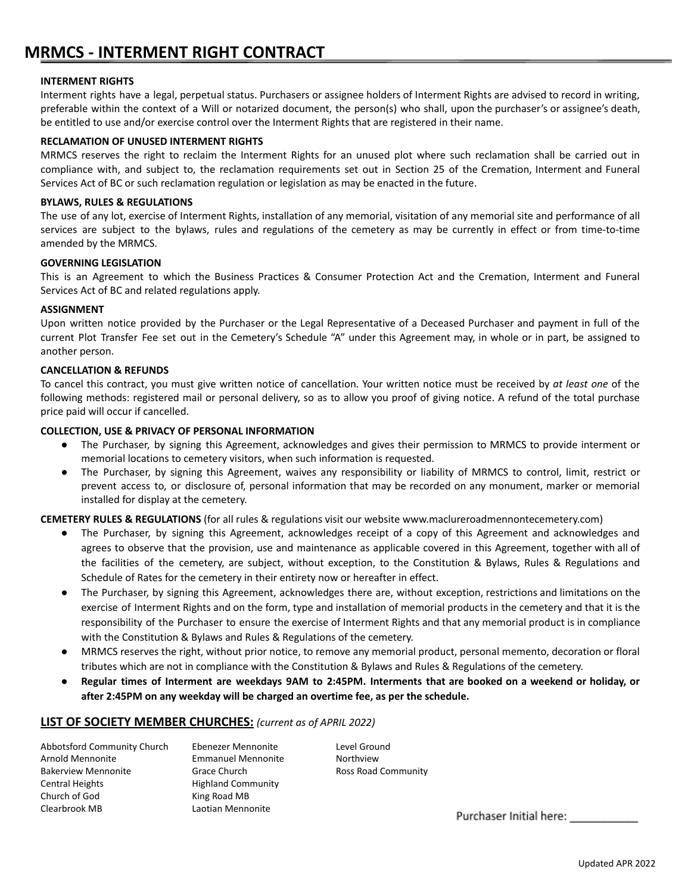# MRMCS - INTERMENT RIGHT CONTRACT

**INTERMENT RIGHTS**

Interment rights have a legal, perpetual status. Purchasers or assignee holders of Interment Rights are advised to record in writing, preferable within the context of a Will or notarized document, the person(s) who shall, upon the purchaser's or assignee's death, be entitled to use and/or exercise control over the Interment Rights that are registered in their name.

**RECLAMATION OF UNUSED INTERMENT RIGHTS**

MRMCS reserves the right to reclaim the Interment Rights for an unused plot where such reclamation shall be carried out in compliance with, and subject to, the reclamation requirements set out in Section 25 of the Cremation, Interment and Funeral Services Act of BC or such reclamation regulation or legislation as may be enacted in the future.

**BYLAWS, RULES & REGULATIONS**

The use of any lot, exercise of Interment Rights, installation of any memorial, visitation of any memorial site and performance of all services are subject to the bylaws, rules and regulations of the cemetery as may be currently in effect or from time-to-time amended by the MRMCS.

**GOVERNING LEGISLATION**

This is an Agreement to which the Business Practices & Consumer Protection Act and the Cremation, Interment and Funeral Services Act of BC and related regulations apply.

**ASSIGNMENT**

Upon written notice provided by the Purchaser or the Legal Representative of a Deceased Purchaser and payment in full of the current Plot Transfer Fee set out in the Cemetery's Schedule "A" under this Agreement may, in whole or in part, be assigned to another person.

**CANCELLATION & REFUNDS**

To cancel this contract, you must give written notice of cancellation. Your written notice must be received by *at least one* of the following methods: registered mail or personal delivery, so as to allow you proof of giving notice. A refund of the total purchase price paid will occur if cancelled.

**COLLECTION, USE & PRIVACY OF PERSONAL INFORMATION**

- The Purchaser, by signing this Agreement, acknowledges and gives their permission to MRMCS to provide interment or memorial locations to cemetery visitors, when such information is requested.
- The Purchaser, by signing this Agreement, waives any responsibility or liability of MRMCS to control, limit, restrict or prevent access to, or disclosure of, personal information that may be recorded on any monument, marker or memorial installed for display at the cemetery.

**CEMETERY RULES & REGULATIONS** (for all rules & regulations visit our website www.maclureroadmennontecemetery.com)

- The Purchaser, by signing this Agreement, acknowledges receipt of a copy of this Agreement and acknowledges and agrees to observe that the provision, use and maintenance as applicable covered in this Agreement, together with all of the facilities of the cemetery, are subject, without exception, to the Constitution & Bylaws, Rules & Regulations and Schedule of Rates for the cemetery in their entirety now or hereafter in effect.
- The Purchaser, by signing this Agreement, acknowledges there are, without exception, restrictions and limitations on the exercise of Interment Rights and on the form, type and installation of memorial products in the cemetery and that it is the responsibility of the Purchaser to ensure the exercise of Interment Rights and that any memorial product is in compliance with the Constitution & Bylaws and Rules & Regulations of the cemetery.
- MRMCS reserves the right, without prior notice, to remove any memorial product, personal memento, decoration or floral tributes which are not in compliance with the Constitution & Bylaws and Rules & Regulations of the cemetery.
- **Regular times of Interment are weekdays 9AM to 2:45PM. Interments that are booked on a weekend or holiday, or after 2:45PM on any weekday will be charged an overtime fee, as per the schedule.**

## LIST OF SOCIETY MEMBER CHURCHES: *(current as of APRIL 2022)*

Abbotsford Community Church
Arnold Mennonite
Bakerview Mennonite
Central Heights
Church of God
Clearbrook MB
Ebenezer Mennonite
Emmanuel Mennonite
Grace Church
Highland Community
King Road MB
Laotian Mennonite
Level Ground
Northview
Ross Road Community

Purchaser Initial here: ___________

Updated APR 2022